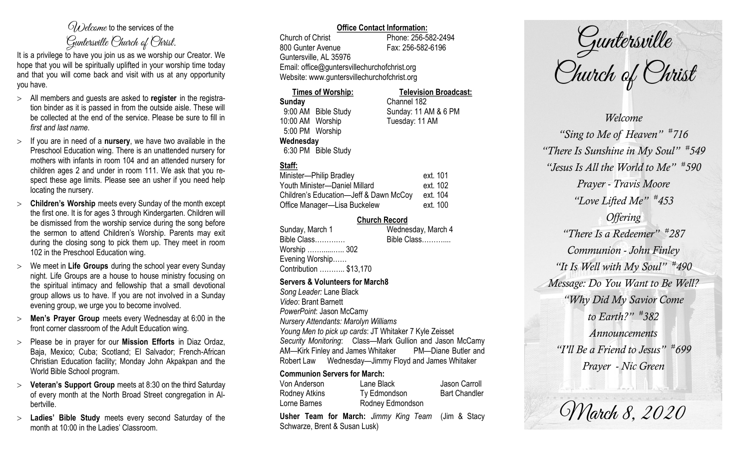*Welcome* to the services of the *Guntersville Church of Christ.*

It is a privilege to have you join us as we worship our Creator. We hope that you will be spiritually uplifted in your worship time today and that you will come back and visit with us at any opportunity you have.

- All members and guests are asked to **register** in the registration binder as it is passed in from the outside aisle. These will be collected at the end of the service. Please be sure to fill in *first and last name*.
- If you are in need of a **nursery**, we have two available in the Preschool Education wing. There is an unattended nursery for mothers with infants in room 104 and an attended nursery for children ages 2 and under in room 111. We ask that you respect these age limits. Please see an usher if you need help locating the nursery.
- **Children's Worship** meets every Sunday of the month except the first one. It is for ages 3 through Kindergarten. Children will be dismissed from the worship service during the song before the sermon to attend Children's Worship. Parents may exit during the closing song to pick them up. They meet in room 102 in the Preschool Education wing.
- We meet in **Life Groups** during the school year every Sunday night. Life Groups are a house to house ministry focusing on the spiritual intimacy and fellowship that a small devotional group allows us to have. If you are not involved in a Sunday evening group, we urge you to become involved.
- **Men's Prayer Group** meets every Wednesday at 6:00 in the front corner classroom of the Adult Education wing.
- Please be in prayer for our **Mission Efforts** in Diaz Ordaz, Baja, Mexico; Cuba; Scotland; El Salvador; French-African Christian Education facility; Monday John Akpakpan and the World Bible School program.
- **Veteran's Support Group** meets at 8:30 on the third Saturday of every month at the North Broad Street congregation in Albertville.
- **Ladies' Bible Study** meets every second Saturday of the month at 10:00 in the Ladies' Classroom.

**Office Contact Information:**

Church of Christ — Phone: 256-582-2494
800 Gunter Avenue — Fax: 256-582-6196
Guntersville, AL 35976
Email: office@guntersvillechurchofchrist.org
Website: www.guntersvillechurchofchrist.org

**Times of Worship:**

**Sunday**
9:00 AM Bible Study
10:00 AM Worship
5:00 PM Worship
**Wednesday**
6:30 PM Bible Study

**Television Broadcast:**

Channel 182
Sunday: 11 AM & 6 PM
Tuesday: 11 AM

**Staff:**

| | |
|---|---|
| Minister—Philip Bradley | ext. 101 |
| Youth Minister—Daniel Millard | ext. 102 |
| Children's Education—Jeff & Dawn McCoy | ext. 104 |
| Office Manager—Lisa Buckelew | ext. 100 |

**Church Record**

| Sunday, March 1 | Wednesday, March 4 |
|---|---|
| Bible Class………… | Bible Class……….... |
| Worship ……...…… 302 | |
| Evening Worship…… | |
| Contribution ……….. $13,170 | |

**Servers & Volunteers for March8**

*Song Leader:* Lane Black
*Video*: Brant Barnett
*PowerPoint*: Jason McCamy
*Nursery Attendants: Marolyn Williams*
*Young Men to pick up cards*: JT Whitaker 7 Kyle Zeisset
*Security Monitoring*: Class—Mark Gullion and Jason McCamy AM—Kirk Finley and James Whitaker PM—Diane Butler and Robert Law Wednesday—Jimmy Floyd and James Whitaker

**Communion Servers for March:**

| | | |
|---|---|---|
| Von Anderson | Lane Black | Jason Carroll |
| Rodney Atkins | Ty Edmondson | Bart Chandler |
| Lorne Barnes | Rodney Edmondson | |

**Usher Team for March:** *Jimmy King Team* (Jim & Stacy Schwarze, Brent & Susan Lusk)

# Guntersville Church of Christ

*Welcome*
*"Sing to Me of Heaven" #716*
*"There Is Sunshine in My Soul" #549*
*"Jesus Is All the World to Me" #590*
*Prayer - Travis Moore*
*"Love Lifted Me" #453*
*Offering*
*"There Is a Redeemer" #287*
*Communion - John Finley*
*"It Is Well with My Soul" #490*
*Message: Do You Want to Be Well?*
*"Why Did My Savior Come to Earth?" #382*
*Announcements*
*"I'll Be a Friend to Jesus" #699*
*Prayer - Nic Green*

*March 8, 2020*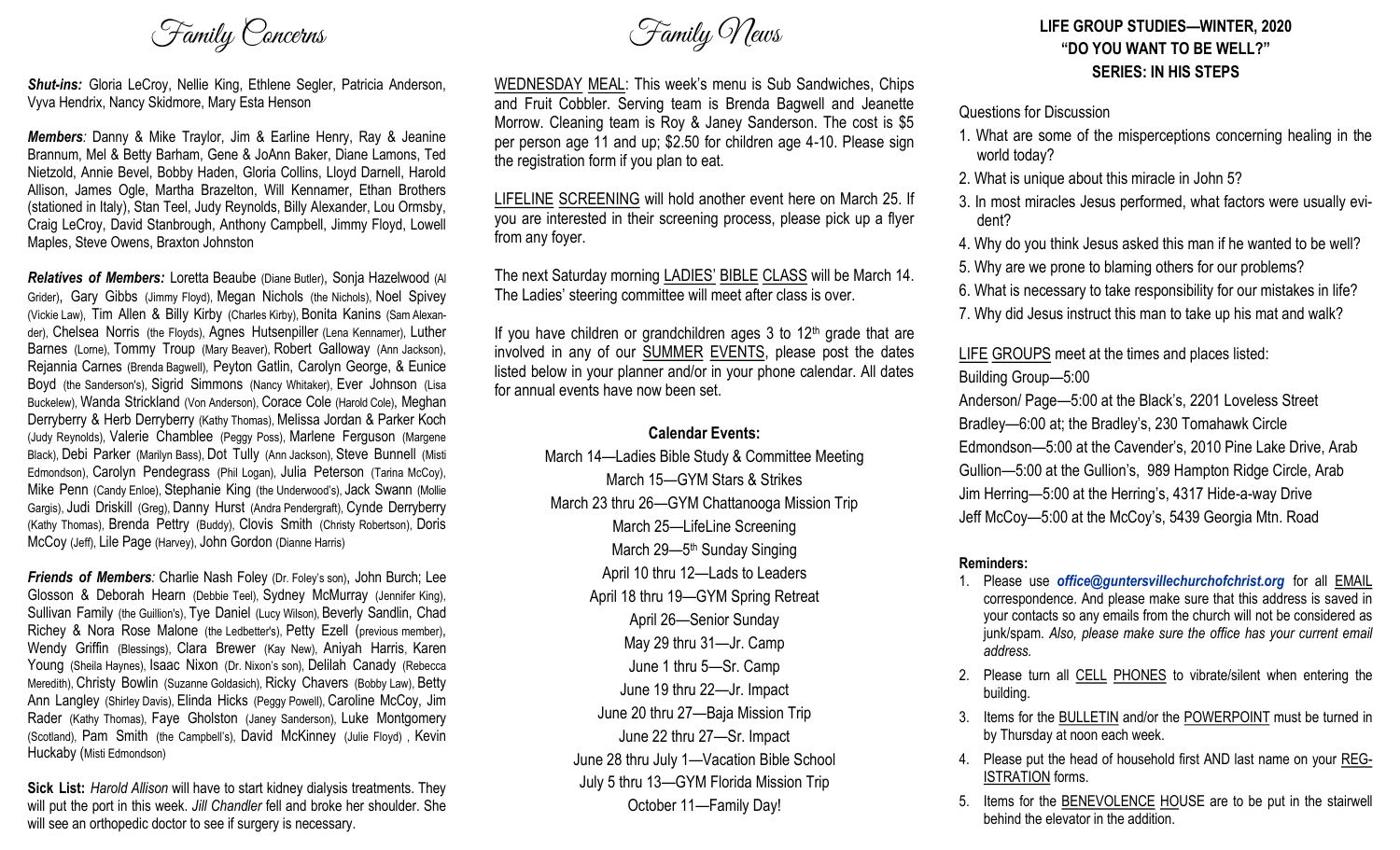# Family Concerns

***Shut-ins:*** Gloria LeCroy, Nellie King, Ethlene Segler, Patricia Anderson, Vyva Hendrix, Nancy Skidmore, Mary Esta Henson

***Members:*** Danny & Mike Traylor, Jim & Earline Henry, Ray & Jeanine Brannum, Mel & Betty Barham, Gene & JoAnn Baker, Diane Lamons, Ted Nietzold, Annie Bevel, Bobby Haden, Gloria Collins, Lloyd Darnell, Harold Allison, James Ogle, Martha Brazelton, Will Kennamer, Ethan Brothers (stationed in Italy), Stan Teel, Judy Reynolds, Billy Alexander, Lou Ormsby, Craig LeCroy, David Stanbrough, Anthony Campbell, Jimmy Floyd, Lowell Maples, Steve Owens, Braxton Johnston

***Relatives of Members:*** Loretta Beaube (Diane Butler), Sonja Hazelwood (Al Grider), Gary Gibbs (Jimmy Floyd), Megan Nichols (the Nichols), Noel Spivey (Vickie Law), Tim Allen & Billy Kirby (Charles Kirby), Bonita Kanins (Sam Alexander), Chelsea Norris (the Floyds), Agnes Hutsenpiller (Lena Kennamer), Luther Barnes (Lorne), Tommy Troup (Mary Beaver), Robert Galloway (Ann Jackson), Rejannia Carnes (Brenda Bagwell), Peyton Gatlin, Carolyn George, & Eunice Boyd (the Sanderson's), Sigrid Simmons (Nancy Whitaker), Ever Johnson (Lisa Buckelew), Wanda Strickland (Von Anderson), Corace Cole (Harold Cole), Meghan Derryberry & Herb Derryberry (Kathy Thomas), Melissa Jordan & Parker Koch (Judy Reynolds), Valerie Chamblee (Peggy Poss), Marlene Ferguson (Margene Black), Debi Parker (Marilyn Bass), Dot Tully (Ann Jackson), Steve Bunnell (Misti Edmondson), Carolyn Pendegrass (Phil Logan), Julia Peterson (Tarina McCoy), Mike Penn (Candy Enloe), Stephanie King (the Underwood's), Jack Swann (Mollie Gargis), Judi Driskill (Greg), Danny Hurst (Andra Pendergraft), Cynde Derryberry (Kathy Thomas), Brenda Pettry (Buddy), Clovis Smith (Christy Robertson), Doris McCoy (Jeff), Lile Page (Harvey), John Gordon (Dianne Harris)

***Friends of Members:*** Charlie Nash Foley (Dr. Foley's son), John Burch; Lee Glosson & Deborah Hearn (Debbie Teel), Sydney McMurray (Jennifer King), Sullivan Family (the Guillion's), Tye Daniel (Lucy Wilson), Beverly Sandlin, Chad Richey & Nora Rose Malone (the Ledbetter's), Petty Ezell (previous member), Wendy Griffin (Blessings), Clara Brewer (Kay New), Aniyah Harris, Karen Young (Sheila Haynes), Isaac Nixon (Dr. Nixon's son), Delilah Canady (Rebecca Meredith), Christy Bowlin (Suzanne Goldasich), Ricky Chavers (Bobby Law), Betty Ann Langley (Shirley Davis), Elinda Hicks (Peggy Powell), Caroline McCoy, Jim Rader (Kathy Thomas), Faye Gholston (Janey Sanderson), Luke Montgomery (Scotland), Pam Smith (the Campbell's), David McKinney (Julie Floyd) , Kevin Huckaby (Misti Edmondson)

**Sick List:** *Harold Allison* will have to start kidney dialysis treatments. They will put the port in this week. *Jill Chandler* fell and broke her shoulder. She will see an orthopedic doctor to see if surgery is necessary.

# Family News

WEDNESDAY MEAL: This week's menu is Sub Sandwiches, Chips and Fruit Cobbler. Serving team is Brenda Bagwell and Jeanette Morrow. Cleaning team is Roy & Janey Sanderson. The cost is $5 per person age 11 and up; $2.50 for children age 4-10. Please sign the registration form if you plan to eat.

LIFELINE SCREENING will hold another event here on March 25. If you are interested in their screening process, please pick up a flyer from any foyer.

The next Saturday morning LADIES' BIBLE CLASS will be March 14. The Ladies' steering committee will meet after class is over.

If you have children or grandchildren ages 3 to 12th grade that are involved in any of our SUMMER EVENTS, please post the dates listed below in your planner and/or in your phone calendar. All dates for annual events have now been set.

**Calendar Events:**

March 14—Ladies Bible Study & Committee Meeting
March 15—GYM Stars & Strikes
March 23 thru 26—GYM Chattanooga Mission Trip
March 25—LifeLine Screening
March 29—5th Sunday Singing
April 10 thru 12—Lads to Leaders
April 18 thru 19—GYM Spring Retreat
April 26—Senior Sunday
May 29 thru 31—Jr. Camp
June 1 thru 5—Sr. Camp
June 19 thru 22—Jr. Impact
June 20 thru 27—Baja Mission Trip
June 22 thru 27—Sr. Impact
June 28 thru July 1—Vacation Bible School
July 5 thru 13—GYM Florida Mission Trip
October 11—Family Day!

## LIFE GROUP STUDIES—WINTER, 2020
## "DO YOU WANT TO BE WELL?"
## SERIES: IN HIS STEPS

Questions for Discussion

1. What are some of the misperceptions concerning healing in the world today?
2. What is unique about this miracle in John 5?
3. In most miracles Jesus performed, what factors were usually evident?
4. Why do you think Jesus asked this man if he wanted to be well?
5. Why are we prone to blaming others for our problems?
6. What is necessary to take responsibility for our mistakes in life?
7. Why did Jesus instruct this man to take up his mat and walk?

LIFE GROUPS meet at the times and places listed:
Building Group—5:00
Anderson/ Page—5:00 at the Black's, 2201 Loveless Street
Bradley—6:00 at; the Bradley's, 230 Tomahawk Circle
Edmondson—5:00 at the Cavender's, 2010 Pine Lake Drive, Arab
Gullion—5:00 at the Gullion's, 989 Hampton Ridge Circle, Arab
Jim Herring—5:00 at the Herring's, 4317 Hide-a-way Drive
Jeff McCoy—5:00 at the McCoy's, 5439 Georgia Mtn. Road

**Reminders:**

1. Please use ***office@guntersvillechurchofchrist.org*** for all EMAIL correspondence. And please make sure that this address is saved in your contacts so any emails from the church will not be considered as junk/spam. *Also, please make sure the office has your current email address.*
2. Please turn all CELL PHONES to vibrate/silent when entering the building.
3. Items for the BULLETIN and/or the POWERPOINT must be turned in by Thursday at noon each week.
4. Please put the head of household first AND last name on your REGISTRATION forms.
5. Items for the BENEVOLENCE HOUSE are to be put in the stairwell behind the elevator in the addition.